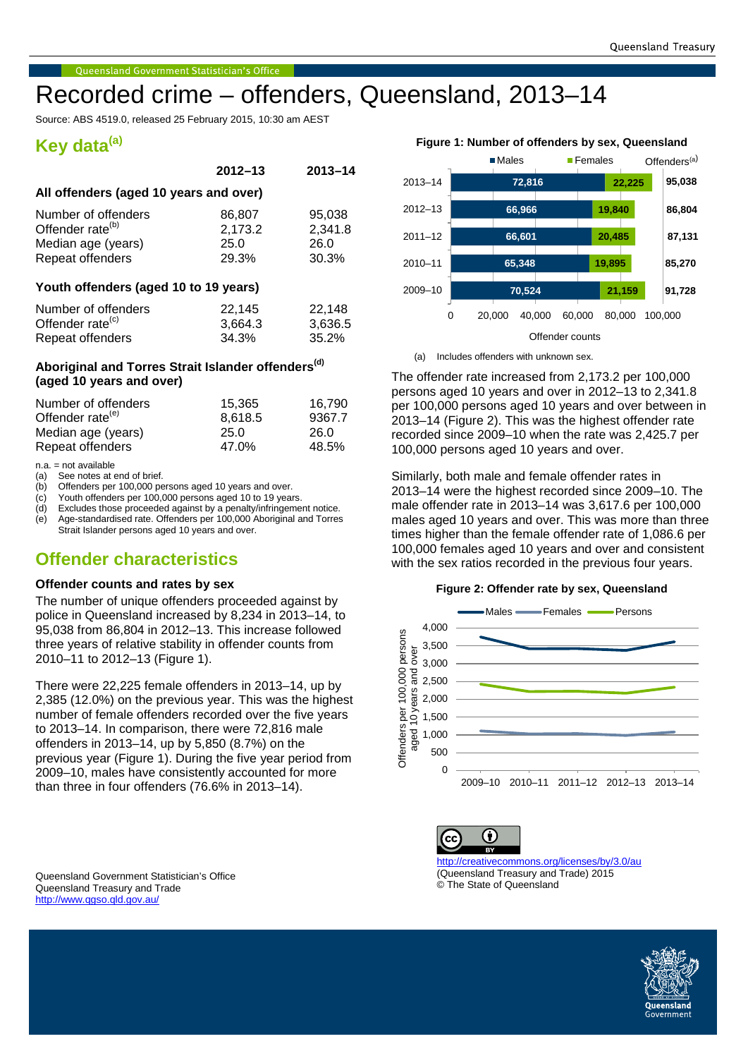# Recorded crime – offenders, Queensland, 2013–14

Source: ABS 4519.0, released 25 February 2015, 10:30 am AEST

## Key data[(a)]

| | 2012–13 | 2013–14 |
|---|---|---|
| **All offenders (aged 10 years and over)** | | |
| Number of offenders | 86,807 | 95,038 |
| Offender rate[(b)] | 2,173.2 | 2,341.8 |
| Median age (years) | 25.0 | 26.0 |
| Repeat offenders | 29.3% | 30.3% |
| **Youth offenders (aged 10 to 19 years)** | | |
| Number of offenders | 22,145 | 22,148 |
| Offender rate[(c)] | 3,664.3 | 3,636.5 |
| Repeat offenders | 34.3% | 35.2% |
| **Aboriginal and Torres Strait Islander offenders[(d)] (aged 10 years and over)** | | |
| Number of offenders | 15,365 | 16,790 |
| Offender rate[(e)] | 8,618.5 | 9367.7 |
| Median age (years) | 25.0 | 26.0 |
| Repeat offenders | 47.0% | 48.5% |

n.a. = not available
(a) See notes at end of brief.
(b) Offenders per 100,000 persons aged 10 years and over.
(c) Youth offenders per 100,000 persons aged 10 to 19 years.
(d) Excludes those proceeded against by a penalty/infringement notice.
(e) Age-standardised rate. Offenders per 100,000 Aboriginal and Torres Strait Islander persons aged 10 years and over.

## Offender characteristics

### Offender counts and rates by sex

The number of unique offenders proceeded against by police in Queensland increased by 8,234 in 2013–14, to 95,038 from 86,804 in 2012–13. This increase followed three years of relative stability in offender counts from 2010–11 to 2012–13 (Figure 1).

There were 22,225 female offenders in 2013–14, up by 2,385 (12.0%) on the previous year. This was the highest number of female offenders recorded over the five years to 2013–14. In comparison, there were 72,816 male offenders in 2013–14, up by 5,850 (8.7%) on the previous year (Figure 1). During the five year period from 2009–10, males have consistently accounted for more than three in four offenders (76.6% in 2013–14).

**Figure 1: Number of offenders by sex, Queensland**

| | Males | Females | Offenders[(a)] |
|---|---|---|---|
| 2013–14 | 72,816 | 22,225 | 95,038 |
| 2012–13 | 66,966 | 19,840 | 86,804 |
| 2011–12 | 66,601 | 20,485 | 87,131 |
| 2010–11 | 65,348 | 19,895 | 85,270 |
| 2009–10 | 70,524 | 21,159 | 91,728 |

Offender counts

(a) Includes offenders with unknown sex.

The offender rate increased from 2,173.2 per 100,000 persons aged 10 years and over in 2012–13 to 2,341.8 per 100,000 persons aged 10 years and over between in 2013–14 (Figure 2). This was the highest offender rate recorded since 2009–10 when the rate was 2,425.7 per 100,000 persons aged 10 years and over.

Similarly, both male and female offender rates in 2013–14 were the highest recorded since 2009–10. The male offender rate in 2013–14 was 3,617.6 per 100,000 males aged 10 years and over. This was more than three times higher than the female offender rate of 1,086.6 per 100,000 females aged 10 years and over and consistent with the sex ratios recorded in the previous four years.

**Figure 2: Offender rate by sex, Queensland**

Queensland Government Statistician's Office
Queensland Treasury and Trade
http://www.qgso.qld.gov.au/

http://creativecommons.org/licenses/by/3.0/au
(Queensland Treasury and Trade) 2015
© The State of Queensland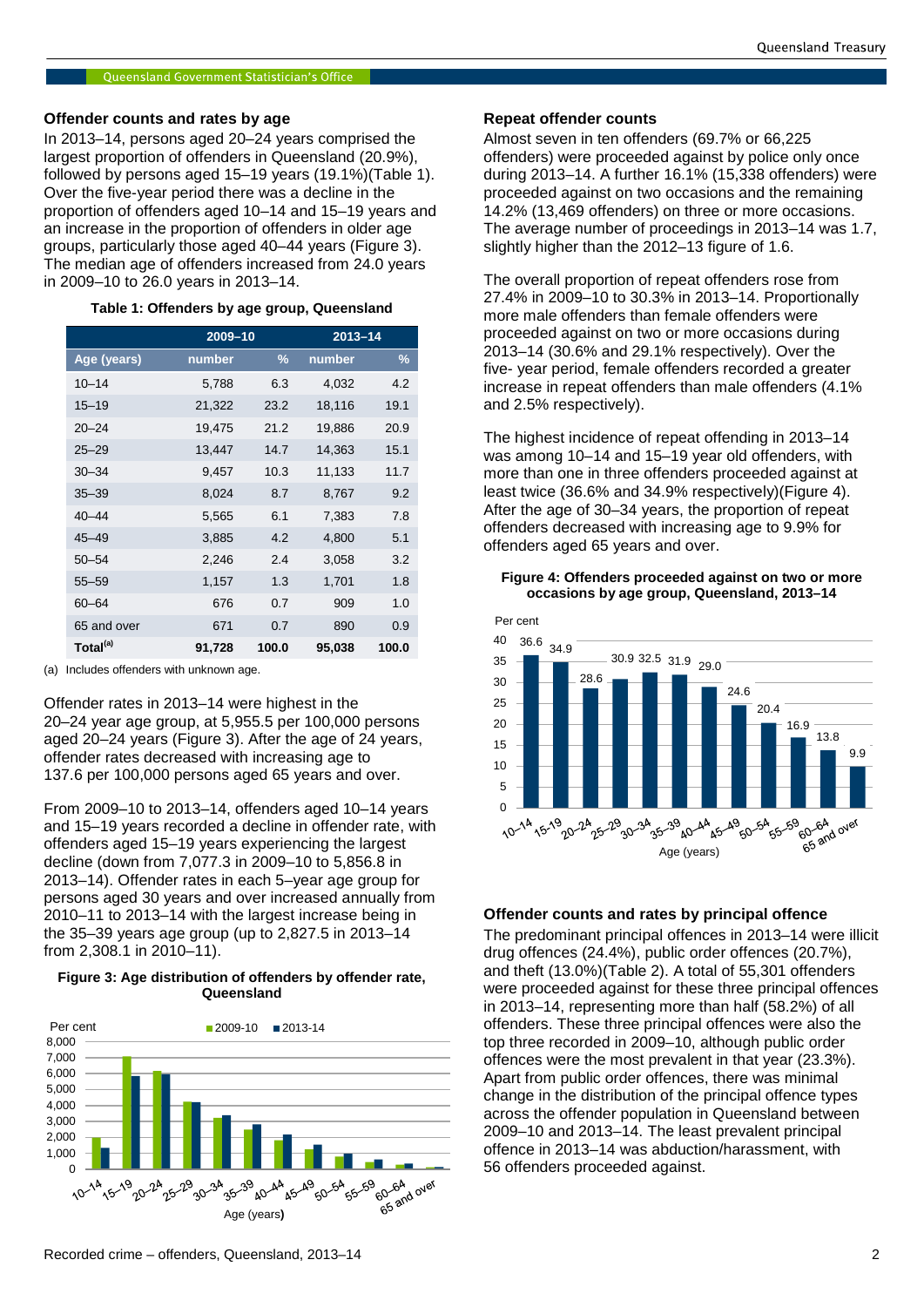## Offender counts and rates by age

In 2013–14, persons aged 20–24 years comprised the largest proportion of offenders in Queensland (20.9%), followed by persons aged 15–19 years (19.1%)(Table 1). Over the five-year period there was a decline in the proportion of offenders aged 10–14 and 15–19 years and an increase in the proportion of offenders in older age groups, particularly those aged 40–44 years (Figure 3). The median age of offenders increased from 24.0 years in 2009–10 to 26.0 years in 2013–14.

**Table 1: Offenders by age group, Queensland**

| | 2009–10 | | 2013–14 | |
|---|---|---|---|---|
| Age (years) | number | % | number | % |
| 10–14 | 5,788 | 6.3 | 4,032 | 4.2 |
| 15–19 | 21,322 | 23.2 | 18,116 | 19.1 |
| 20–24 | 19,475 | 21.2 | 19,886 | 20.9 |
| 25–29 | 13,447 | 14.7 | 14,363 | 15.1 |
| 30–34 | 9,457 | 10.3 | 11,133 | 11.7 |
| 35–39 | 8,024 | 8.7 | 8,767 | 9.2 |
| 40–44 | 5,565 | 6.1 | 7,383 | 7.8 |
| 45–49 | 3,885 | 4.2 | 4,800 | 5.1 |
| 50–54 | 2,246 | 2.4 | 3,058 | 3.2 |
| 55–59 | 1,157 | 1.3 | 1,701 | 1.8 |
| 60–64 | 676 | 0.7 | 909 | 1.0 |
| 65 and over | 671 | 0.7 | 890 | 0.9 |
| **Total[(a)]** | **91,728** | **100.0** | **95,038** | **100.0** |

(a) Includes offenders with unknown age.

Offender rates in 2013–14 were highest in the 20–24 year age group, at 5,955.5 per 100,000 persons aged 20–24 years (Figure 3). After the age of 24 years, offender rates decreased with increasing age to 137.6 per 100,000 persons aged 65 years and over.

From 2009–10 to 2013–14, offenders aged 10–14 years and 15–19 years recorded a decline in offender rate, with offenders aged 15–19 years experiencing the largest decline (down from 7,077.3 in 2009–10 to 5,856.8 in 2013–14). Offender rates in each 5–year age group for persons aged 30 years and over increased annually from 2010–11 to 2013–14 with the largest increase being in the 35–39 years age group (up to 2,827.5 in 2013–14 from 2,308.1 in 2010–11).

**Figure 3: Age distribution of offenders by offender rate, Queensland**

## Repeat offender counts

Almost seven in ten offenders (69.7% or 66,225 offenders) were proceeded against by police only once during 2013–14. A further 16.1% (15,338 offenders) were proceeded against on two occasions and the remaining 14.2% (13,469 offenders) on three or more occasions. The average number of proceedings in 2013–14 was 1.7, slightly higher than the 2012–13 figure of 1.6.

The overall proportion of repeat offenders rose from 27.4% in 2009–10 to 30.3% in 2013–14. Proportionally more male offenders than female offenders were proceeded against on two or more occasions during 2013–14 (30.6% and 29.1% respectively). Over the five- year period, female offenders recorded a greater increase in repeat offenders than male offenders (4.1% and 2.5% respectively).

The highest incidence of repeat offending in 2013–14 was among 10–14 and 15–19 year old offenders, with more than one in three offenders proceeded against at least twice (36.6% and 34.9% respectively)(Figure 4). After the age of 30–34 years, the proportion of repeat offenders decreased with increasing age to 9.9% for offenders aged 65 years and over.

**Figure 4: Offenders proceeded against on two or more occasions by age group, Queensland, 2013–14**

## Offender counts and rates by principal offence

The predominant principal offences in 2013–14 were illicit drug offences (24.4%), public order offences (20.7%), and theft (13.0%)(Table 2). A total of 55,301 offenders were proceeded against for these three principal offences in 2013–14, representing more than half (58.2%) of all offenders. These three principal offences were also the top three recorded in 2009–10, although public order offences were the most prevalent in that year (23.3%). Apart from public order offences, there was minimal change in the distribution of the principal offence types across the offender population in Queensland between 2009–10 and 2013–14. The least prevalent principal offence in 2013–14 was abduction/harassment, with 56 offenders proceeded against.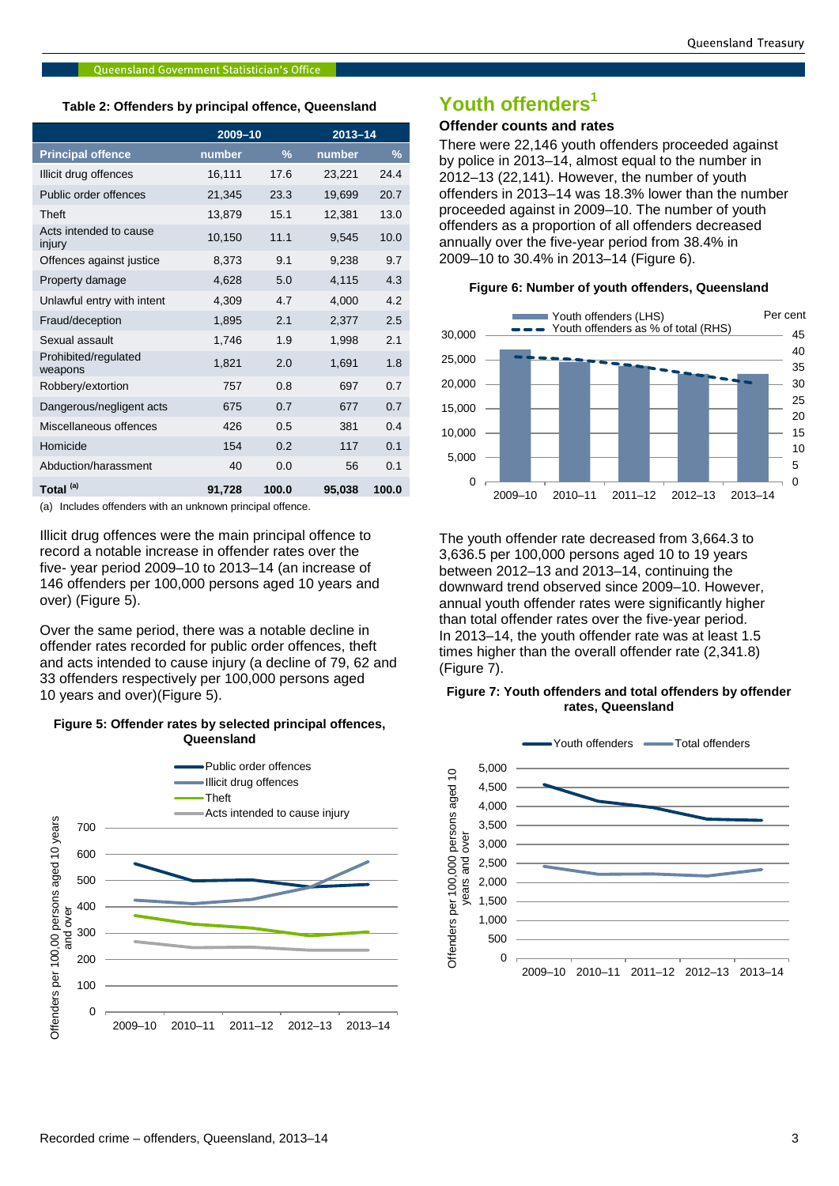**Table 2: Offenders by principal offence, Queensland**

| | 2009–10 | | 2013–14 | |
|---|---|---|---|---|
| Principal offence | number | % | number | % |
| Illicit drug offences | 16,111 | 17.6 | 23,221 | 24.4 |
| Public order offences | 21,345 | 23.3 | 19,699 | 20.7 |
| Theft | 13,879 | 15.1 | 12,381 | 13.0 |
| Acts intended to cause injury | 10,150 | 11.1 | 9,545 | 10.0 |
| Offences against justice | 8,373 | 9.1 | 9,238 | 9.7 |
| Property damage | 4,628 | 5.0 | 4,115 | 4.3 |
| Unlawful entry with intent | 4,309 | 4.7 | 4,000 | 4.2 |
| Fraud/deception | 1,895 | 2.1 | 2,377 | 2.5 |
| Sexual assault | 1,746 | 1.9 | 1,998 | 2.1 |
| Prohibited/regulated weapons | 1,821 | 2.0 | 1,691 | 1.8 |
| Robbery/extortion | 757 | 0.8 | 697 | 0.7 |
| Dangerous/negligent acts | 675 | 0.7 | 677 | 0.7 |
| Miscellaneous offences | 426 | 0.5 | 381 | 0.4 |
| Homicide | 154 | 0.2 | 117 | 0.1 |
| Abduction/harassment | 40 | 0.0 | 56 | 0.1 |
| **Total [(a)]** | **91,728** | **100.0** | **95,038** | **100.0** |

(a) Includes offenders with an unknown principal offence.

Illicit drug offences were the main principal offence to record a notable increase in offender rates over the five- year period 2009–10 to 2013–14 (an increase of 146 offenders per 100,000 persons aged 10 years and over) (Figure 5).

Over the same period, there was a notable decline in offender rates recorded for public order offences, theft and acts intended to cause injury (a decline of 79, 62 and 33 offenders respectively per 100,000 persons aged 10 years and over)(Figure 5).

**Figure 5: Offender rates by selected principal offences, Queensland**

## Youth offenders[1]

### Offender counts and rates

There were 22,146 youth offenders proceeded against by police in 2013–14, almost equal to the number in 2012–13 (22,141). However, the number of youth offenders in 2013–14 was 18.3% lower than the number proceeded against in 2009–10. The number of youth offenders as a proportion of all offenders decreased annually over the five-year period from 38.4% in 2009–10 to 30.4% in 2013–14 (Figure 6).

**Figure 6: Number of youth offenders, Queensland**

The youth offender rate decreased from 3,664.3 to 3,636.5 per 100,000 persons aged 10 to 19 years between 2012–13 and 2013–14, continuing the downward trend observed since 2009–10. However, annual youth offender rates were significantly higher than total offender rates over the five-year period. In 2013–14, the youth offender rate was at least 1.5 times higher than the overall offender rate (2,341.8) (Figure 7).

**Figure 7: Youth offenders and total offenders by offender rates, Queensland**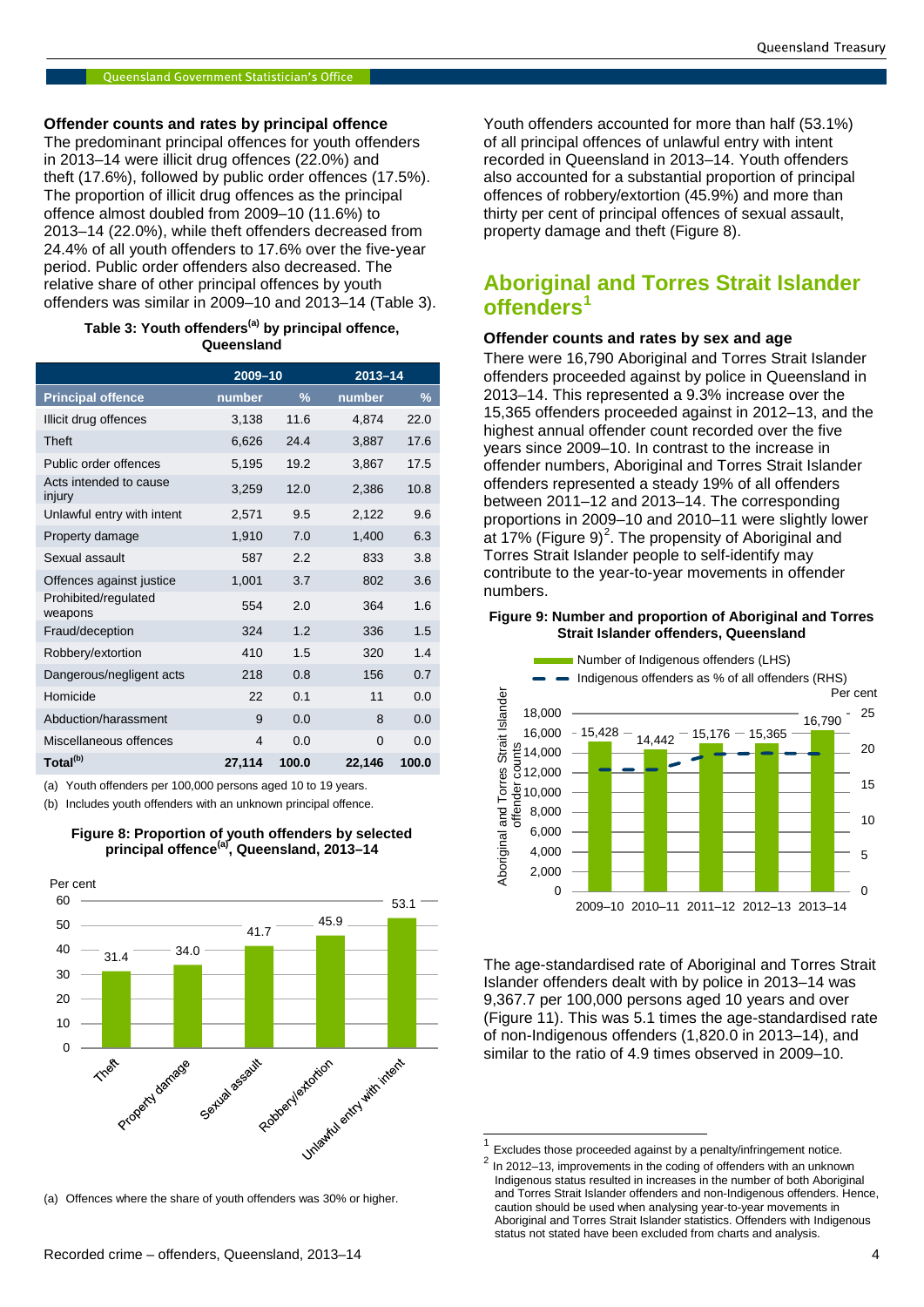### Offender counts and rates by principal offence

The predominant principal offences for youth offenders in 2013–14 were illicit drug offences (22.0%) and theft (17.6%), followed by public order offences (17.5%). The proportion of illicit drug offences as the principal offence almost doubled from 2009–10 (11.6%) to 2013–14 (22.0%), while theft offenders decreased from 24.4% of all youth offenders to 17.6% over the five-year period. Public order offenders also decreased. The relative share of other principal offences by youth offenders was similar in 2009–10 and 2013–14 (Table 3).

**Table 3: Youth offenders[(a)] by principal offence, Queensland**

| | 2009–10 | | 2013–14 | |
|---|---|---|---|---|
| **Principal offence** | **number** | **%** | **number** | **%** |
| Illicit drug offences | 3,138 | 11.6 | 4,874 | 22.0 |
| Theft | 6,626 | 24.4 | 3,887 | 17.6 |
| Public order offences | 5,195 | 19.2 | 3,867 | 17.5 |
| Acts intended to cause injury | 3,259 | 12.0 | 2,386 | 10.8 |
| Unlawful entry with intent | 2,571 | 9.5 | 2,122 | 9.6 |
| Property damage | 1,910 | 7.0 | 1,400 | 6.3 |
| Sexual assault | 587 | 2.2 | 833 | 3.8 |
| Offences against justice | 1,001 | 3.7 | 802 | 3.6 |
| Prohibited/regulated weapons | 554 | 2.0 | 364 | 1.6 |
| Fraud/deception | 324 | 1.2 | 336 | 1.5 |
| Robbery/extortion | 410 | 1.5 | 320 | 1.4 |
| Dangerous/negligent acts | 218 | 0.8 | 156 | 0.7 |
| Homicide | 22 | 0.1 | 11 | 0.0 |
| Abduction/harassment | 9 | 0.0 | 8 | 0.0 |
| Miscellaneous offences | 4 | 0.0 | 0 | 0.0 |
| **Total[(b)]** | **27,114** | **100.0** | **22,146** | **100.0** |

(a) Youth offenders per 100,000 persons aged 10 to 19 years.

(b) Includes youth offenders with an unknown principal offence.

**Figure 8: Proportion of youth offenders by selected principal offence[(a)], Queensland, 2013–14**

| Principal offence | Per cent |
|---|---|
| Theft | 31.4 |
| Property damage | 34.0 |
| Sexual assault | 41.7 |
| Robbery/extortion | 45.9 |
| Unlawful entry with intent | 53.1 |

(a) Offences where the share of youth offenders was 30% or higher.

Youth offenders accounted for more than half (53.1%) of all principal offences of unlawful entry with intent recorded in Queensland in 2013–14. Youth offenders also accounted for a substantial proportion of principal offences of robbery/extortion (45.9%) and more than thirty per cent of principal offences of sexual assault, property damage and theft (Figure 8).

## Aboriginal and Torres Strait Islander offenders[1]

### Offender counts and rates by sex and age

There were 16,790 Aboriginal and Torres Strait Islander offenders proceeded against by police in Queensland in 2013–14. This represented a 9.3% increase over the 15,365 offenders proceeded against in 2012–13, and the highest annual offender count recorded over the five years since 2009–10. In contrast to the increase in offender numbers, Aboriginal and Torres Strait Islander offenders represented a steady 19% of all offenders between 2011–12 and 2013–14. The corresponding proportions in 2009–10 and 2010–11 were slightly lower at 17% (Figure 9)[2]. The propensity of Aboriginal and Torres Strait Islander people to self-identify may contribute to the year-to-year movements in offender numbers.

**Figure 9: Number and proportion of Aboriginal and Torres Strait Islander offenders, Queensland**

| Year | Number of Indigenous offenders (LHS) |
|---|---|
| 2009–10 | 15,428 |
| 2010–11 | 14,442 |
| 2011–12 | 15,176 |
| 2012–13 | 15,365 |
| 2013–14 | 16,790 |

The age-standardised rate of Aboriginal and Torres Strait Islander offenders dealt with by police in 2013–14 was 9,367.7 per 100,000 persons aged 10 years and over (Figure 11). This was 5.1 times the age-standardised rate of non-Indigenous offenders (1,820.0 in 2013–14), and similar to the ratio of 4.9 times observed in 2009–10.

[1] Excludes those proceeded against by a penalty/infringement notice.

[2] In 2012–13, improvements in the coding of offenders with an unknown Indigenous status resulted in increases in the number of both Aboriginal and Torres Strait Islander offenders and non-Indigenous offenders. Hence, caution should be used when analysing year-to-year movements in Aboriginal and Torres Strait Islander statistics. Offenders with Indigenous status not stated have been excluded from charts and analysis.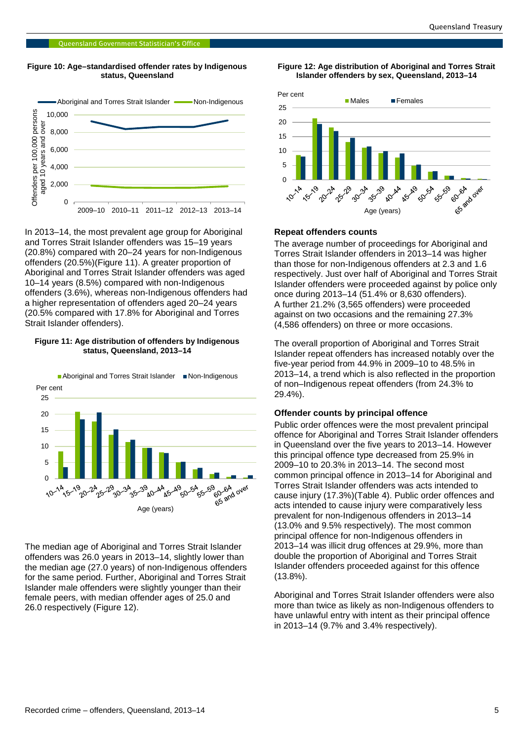**Figure 10: Age–standardised offender rates by Indigenous status, Queensland**

In 2013–14, the most prevalent age group for Aboriginal and Torres Strait Islander offenders was 15–19 years (20.8%) compared with 20–24 years for non-Indigenous offenders (20.5%)(Figure 11). A greater proportion of Aboriginal and Torres Strait Islander offenders was aged 10–14 years (8.5%) compared with non-Indigenous offenders (3.6%), whereas non-Indigenous offenders had a higher representation of offenders aged 20–24 years (20.5% compared with 17.8% for Aboriginal and Torres Strait Islander offenders).

**Figure 11: Age distribution of offenders by Indigenous status, Queensland, 2013–14**

The median age of Aboriginal and Torres Strait Islander offenders was 26.0 years in 2013–14, slightly lower than the median age (27.0 years) of non-Indigenous offenders for the same period. Further, Aboriginal and Torres Strait Islander male offenders were slightly younger than their female peers, with median offender ages of 25.0 and 26.0 respectively (Figure 12).

**Figure 12: Age distribution of Aboriginal and Torres Strait Islander offenders by sex, Queensland, 2013–14**

### Repeat offenders counts

The average number of proceedings for Aboriginal and Torres Strait Islander offenders in 2013–14 was higher than those for non-Indigenous offenders at 2.3 and 1.6 respectively. Just over half of Aboriginal and Torres Strait Islander offenders were proceeded against by police only once during 2013–14 (51.4% or 8,630 offenders). A further 21.2% (3,565 offenders) were proceeded against on two occasions and the remaining 27.3% (4,586 offenders) on three or more occasions.

The overall proportion of Aboriginal and Torres Strait Islander repeat offenders has increased notably over the five-year period from 44.9% in 2009–10 to 48.5% in 2013–14, a trend which is also reflected in the proportion of non–Indigenous repeat offenders (from 24.3% to 29.4%).

### Offender counts by principal offence

Public order offences were the most prevalent principal offence for Aboriginal and Torres Strait Islander offenders in Queensland over the five years to 2013–14. However this principal offence type decreased from 25.9% in 2009–10 to 20.3% in 2013–14. The second most common principal offence in 2013–14 for Aboriginal and Torres Strait Islander offenders was acts intended to cause injury (17.3%)(Table 4). Public order offences and acts intended to cause injury were comparatively less prevalent for non-Indigenous offenders in 2013–14 (13.0% and 9.5% respectively). The most common principal offence for non-Indigenous offenders in 2013–14 was illicit drug offences at 29.9%, more than double the proportion of Aboriginal and Torres Strait Islander offenders proceeded against for this offence (13.8%).

Aboriginal and Torres Strait Islander offenders were also more than twice as likely as non-Indigenous offenders to have unlawful entry with intent as their principal offence in 2013–14 (9.7% and 3.4% respectively).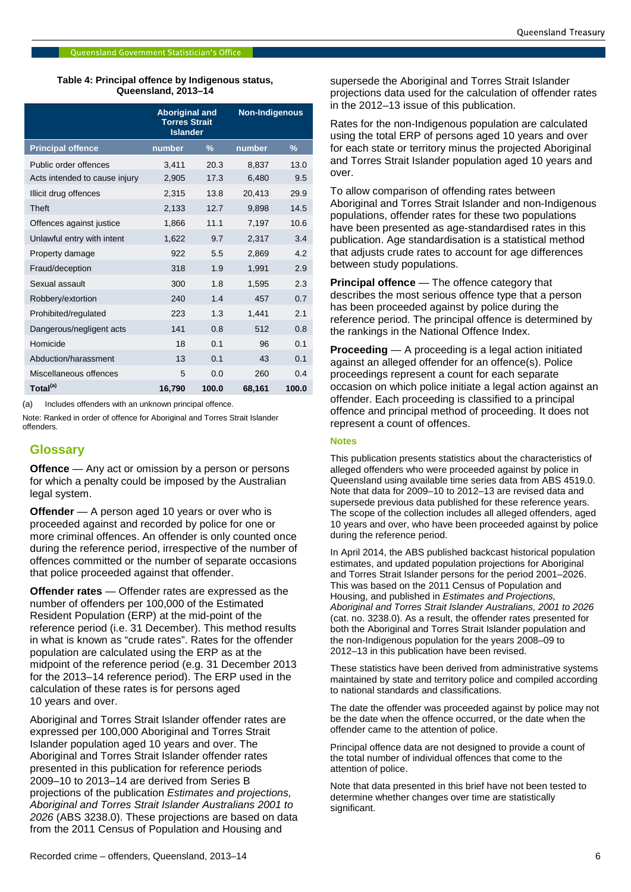**Table 4: Principal offence by Indigenous status, Queensland, 2013–14**

| | Aboriginal and Torres Strait Islander | | Non-Indigenous | |
|---|---|---|---|---|
| **Principal offence** | **number** | **%** | **number** | **%** |
| Public order offences | 3,411 | 20.3 | 8,837 | 13.0 |
| Acts intended to cause injury | 2,905 | 17.3 | 6,480 | 9.5 |
| Illicit drug offences | 2,315 | 13.8 | 20,413 | 29.9 |
| Theft | 2,133 | 12.7 | 9,898 | 14.5 |
| Offences against justice | 1,866 | 11.1 | 7,197 | 10.6 |
| Unlawful entry with intent | 1,622 | 9.7 | 2,317 | 3.4 |
| Property damage | 922 | 5.5 | 2,869 | 4.2 |
| Fraud/deception | 318 | 1.9 | 1,991 | 2.9 |
| Sexual assault | 300 | 1.8 | 1,595 | 2.3 |
| Robbery/extortion | 240 | 1.4 | 457 | 0.7 |
| Prohibited/regulated | 223 | 1.3 | 1,441 | 2.1 |
| Dangerous/negligent acts | 141 | 0.8 | 512 | 0.8 |
| Homicide | 18 | 0.1 | 96 | 0.1 |
| Abduction/harassment | 13 | 0.1 | 43 | 0.1 |
| Miscellaneous offences | 5 | 0.0 | 260 | 0.4 |
| **Total[(a)]** | **16,790** | **100.0** | **68,161** | **100.0** |

(a) Includes offenders with an unknown principal offence.

Note: Ranked in order of offence for Aboriginal and Torres Strait Islander offenders.

## Glossary

**Offence** — Any act or omission by a person or persons for which a penalty could be imposed by the Australian legal system.

**Offender** — A person aged 10 years or over who is proceeded against and recorded by police for one or more criminal offences. An offender is only counted once during the reference period, irrespective of the number of offences committed or the number of separate occasions that police proceeded against that offender.

**Offender rates** — Offender rates are expressed as the number of offenders per 100,000 of the Estimated Resident Population (ERP) at the mid-point of the reference period (i.e. 31 December). This method results in what is known as "crude rates". Rates for the offender population are calculated using the ERP as at the midpoint of the reference period (e.g. 31 December 2013 for the 2013–14 reference period). The ERP used in the calculation of these rates is for persons aged 10 years and over.

Aboriginal and Torres Strait Islander offender rates are expressed per 100,000 Aboriginal and Torres Strait Islander population aged 10 years and over. The Aboriginal and Torres Strait Islander offender rates presented in this publication for reference periods 2009–10 to 2013–14 are derived from Series B projections of the publication *Estimates and projections, Aboriginal and Torres Strait Islander Australians 2001 to 2026* (ABS 3238.0). These projections are based on data from the 2011 Census of Population and Housing and supersede the Aboriginal and Torres Strait Islander projections data used for the calculation of offender rates in the 2012–13 issue of this publication.

Rates for the non-Indigenous population are calculated using the total ERP of persons aged 10 years and over for each state or territory minus the projected Aboriginal and Torres Strait Islander population aged 10 years and over.

To allow comparison of offending rates between Aboriginal and Torres Strait Islander and non-Indigenous populations, offender rates for these two populations have been presented as age-standardised rates in this publication. Age standardisation is a statistical method that adjusts crude rates to account for age differences between study populations.

**Principal offence** — The offence category that describes the most serious offence type that a person has been proceeded against by police during the reference period. The principal offence is determined by the rankings in the National Offence Index.

**Proceeding** — A proceeding is a legal action initiated against an alleged offender for an offence(s). Police proceedings represent a count for each separate occasion on which police initiate a legal action against an offender. Each proceeding is classified to a principal offence and principal method of proceeding. It does not represent a count of offences.

### Notes

This publication presents statistics about the characteristics of alleged offenders who were proceeded against by police in Queensland using available time series data from ABS 4519.0. Note that data for 2009–10 to 2012–13 are revised data and supersede previous data published for these reference years. The scope of the collection includes all alleged offenders, aged 10 years and over, who have been proceeded against by police during the reference period.

In April 2014, the ABS published backcast historical population estimates, and updated population projections for Aboriginal and Torres Strait Islander persons for the period 2001–2026. This was based on the 2011 Census of Population and Housing, and published in *Estimates and Projections, Aboriginal and Torres Strait Islander Australians, 2001 to 2026* (cat. no. 3238.0). As a result, the offender rates presented for both the Aboriginal and Torres Strait Islander population and the non-Indigenous population for the years 2008–09 to 2012–13 in this publication have been revised.

These statistics have been derived from administrative systems maintained by state and territory police and compiled according to national standards and classifications.

The date the offender was proceeded against by police may not be the date when the offence occurred, or the date when the offender came to the attention of police.

Principal offence data are not designed to provide a count of the total number of individual offences that come to the attention of police.

Note that data presented in this brief have not been tested to determine whether changes over time are statistically significant.